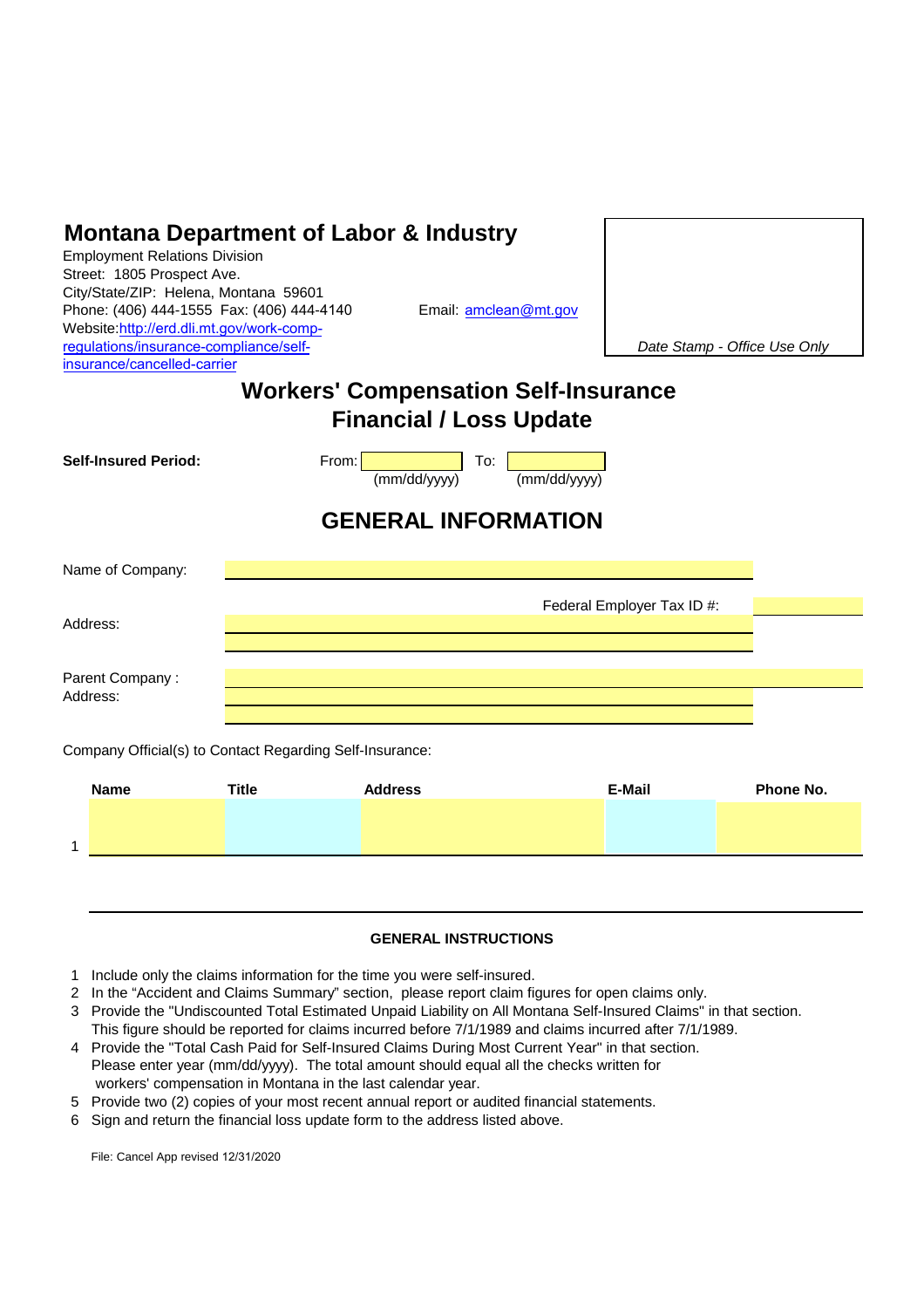# Montana Department of Labor & Industry

Employment Relations Division
Street: 1805 Prospect Ave.
City/State/ZIP: Helena, Montana 59601
Phone: (406) 444-1555 Fax: (406) 444-4140
Email: amclean@mt.gov
Website: http://erd.dli.mt.gov/work-comp-regulations/insurance-compliance/self-insurance/cancelled-carrier

*Date Stamp - Office Use Only*

## Workers' Compensation Self-Insurance Financial / Loss Update

**Self-Insured Period:** From: ________ (mm/dd/yyyy) To: ________ (mm/dd/yyyy)

## GENERAL INFORMATION

Name of Company: ________

Federal Employer Tax ID #: ________

Address: ________

Parent Company : ________

Address: ________

Company Official(s) to Contact Regarding Self-Insurance:

| | Name | Title | Address | E-Mail | Phone No. |
|---|---|---|---|---|---|
| 1 | | | | | |

### GENERAL INSTRUCTIONS

1. Include only the claims information for the time you were self-insured.
2. In the "Accident and Claims Summary" section, please report claim figures for open claims only.
3. Provide the "Undiscounted Total Estimated Unpaid Liability on All Montana Self-Insured Claims" in that section. This figure should be reported for claims incurred before 7/1/1989 and claims incurred after 7/1/1989.
4. Provide the "Total Cash Paid for Self-Insured Claims During Most Current Year" in that section. Please enter year (mm/dd/yyyy). The total amount should equal all the checks written for workers' compensation in Montana in the last calendar year.
5. Provide two (2) copies of your most recent annual report or audited financial statements.
6. Sign and return the financial loss update form to the address listed above.

File: Cancel App revised 12/31/2020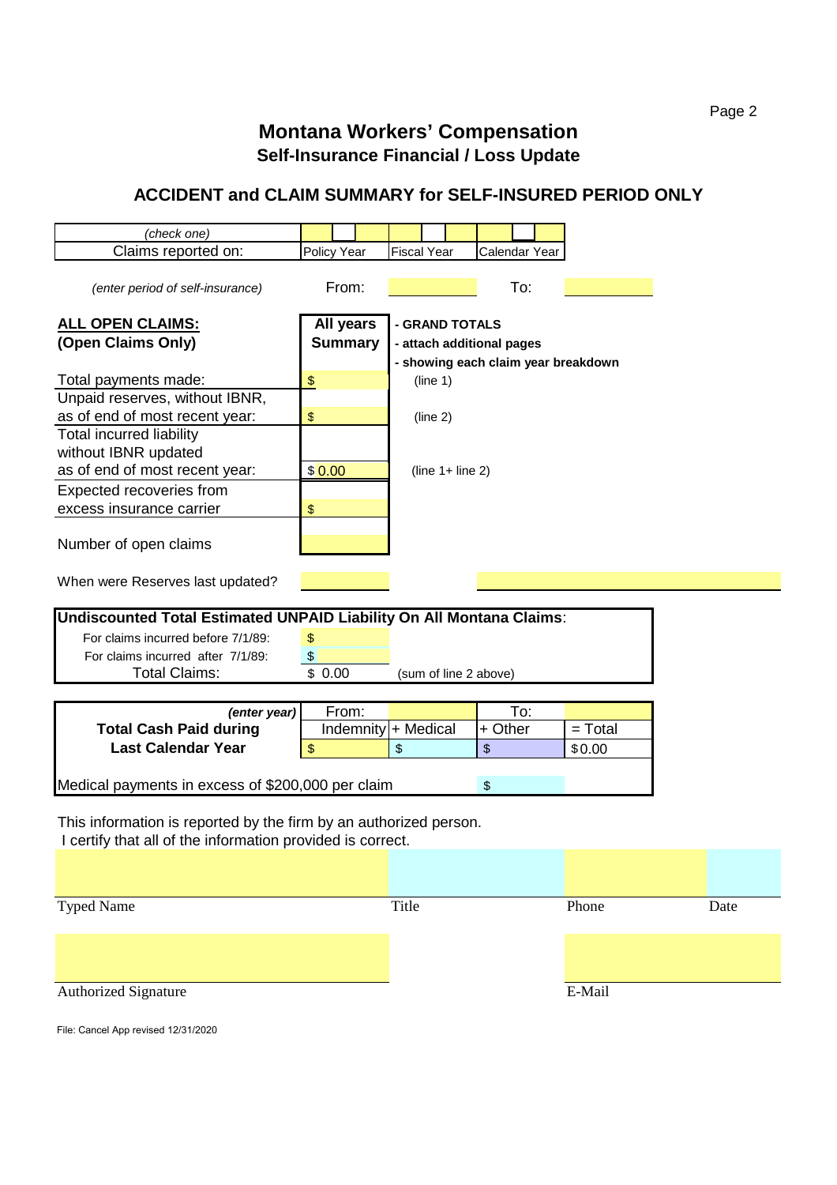# Montana Workers' Compensation
## Self-Insurance Financial / Loss Update

### ACCIDENT and CLAIM SUMMARY for SELF-INSURED PERIOD ONLY

| *(check one)* | | | |
|---|---|---|---|
| Claims reported on: | Policy Year | Fiscal Year | Calendar Year |

*(enter period of self-insurance)* From: ______ To: ______

| **ALL OPEN CLAIMS:** **(Open Claims Only)** | **All years Summary** | **- GRAND TOTALS** **- attach additional pages** **- showing each claim year breakdown** |
|---|---|---|
| Total payments made: | $ | (line 1) |
| Unpaid reserves, without IBNR, as of end of most recent year: | $ | (line 2) |
| Total incurred liability without IBNR updated as of end of most recent year: | $ 0.00 | (line 1+ line 2) |
| Expected recoveries from excess insurance carrier | $ | |
| Number of open claims | | |

When were Reserves last updated? ______

| **Undiscounted Total Estimated UNPAID Liability On All Montana Claims**: | | |
|---|---|---|
| For claims incurred before 7/1/89: | $ | |
| For claims incurred after 7/1/89: | $ | |
| Total Claims: | $ 0.00 | (sum of line 2 above) |

| ***(enter year)*** | From: | | To: | |
|---|---|---|---|---|
| **Total Cash Paid during Last Calendar Year** | Indemnity | + Medical | + Other | = Total |
| | $ | $ | $ | $0.00 |
| Medical payments in excess of $200,000 per claim | | | $ | |

This information is reported by the firm by an authorized person.
I certify that all of the information provided is correct.

| Typed Name | Title | Phone | Date |
|---|---|---|---|
| | | | |

| Authorized Signature | E-Mail |
|---|---|
| | |

File: Cancel App revised 12/31/2020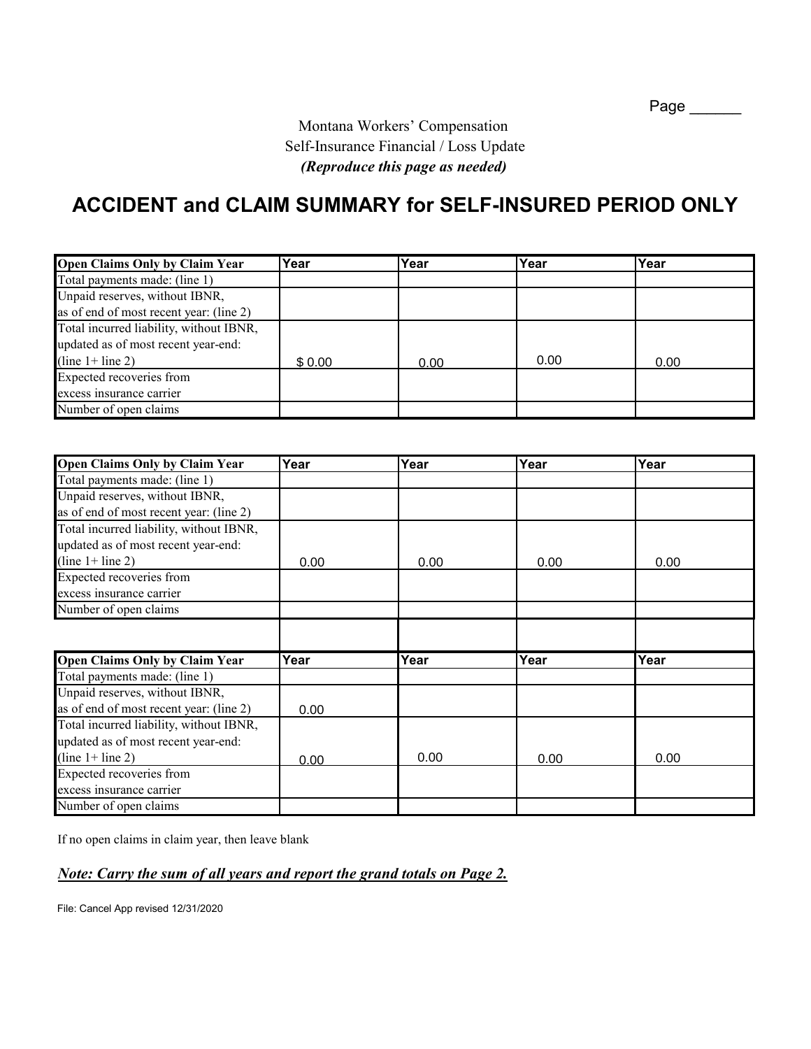Montana Workers' Compensation
Self-Insurance Financial / Loss Update
***(Reproduce this page as needed)***

# ACCIDENT and CLAIM SUMMARY for SELF-INSURED PERIOD ONLY

| Open Claims Only by Claim Year | Year | Year | Year | Year |
|---|---|---|---|---|
| Total payments made: (line 1) | | | | |
| Unpaid reserves, without IBNR, as of end of most recent year: (line 2) | | | | |
| Total incurred liability, without IBNR, updated as of most recent year-end: (line 1+ line 2) | $ 0.00 | 0.00 | 0.00 | 0.00 |
| Expected recoveries from excess insurance carrier | | | | |
| Number of open claims | | | | |

| Open Claims Only by Claim Year | Year | Year | Year | Year |
|---|---|---|---|---|
| Total payments made: (line 1) | | | | |
| Unpaid reserves, without IBNR, as of end of most recent year: (line 2) | | | | |
| Total incurred liability, without IBNR, updated as of most recent year-end: (line 1+ line 2) | 0.00 | 0.00 | 0.00 | 0.00 |
| Expected recoveries from excess insurance carrier | | | | |
| Number of open claims | | | | |

| Open Claims Only by Claim Year | Year | Year | Year | Year |
|---|---|---|---|---|
| Total payments made: (line 1) | | | | |
| Unpaid reserves, without IBNR, as of end of most recent year: (line 2) | 0.00 | | | |
| Total incurred liability, without IBNR, updated as of most recent year-end: (line 1+ line 2) | 0.00 | 0.00 | 0.00 | 0.00 |
| Expected recoveries from excess insurance carrier | | | | |
| Number of open claims | | | | |

If no open claims in claim year, then leave blank

***Note: Carry the sum of all years and report the grand totals on Page 2.***

File: Cancel App revised 12/31/2020